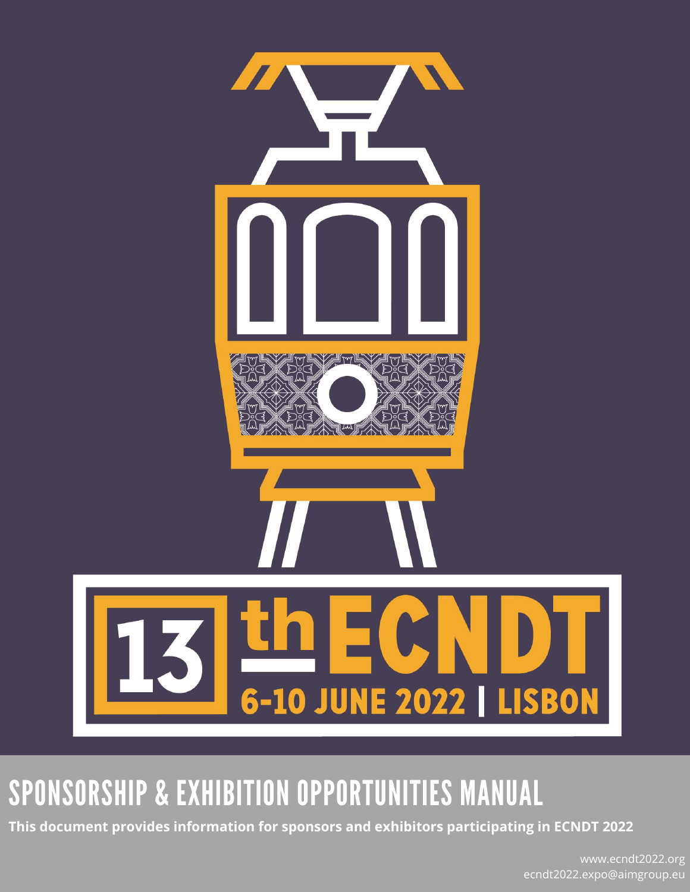# 13th ECNDT

**6-10 JUNE 2022 | LISBON**

## SPONSORSHIP & EXHIBITION OPPORTUNITIES MANUAL

**This document provides information for sponsors and exhibitors participating in ECNDT 2022**

www.ecndt2022.org
ecndt2022.expo@aimgroup.eu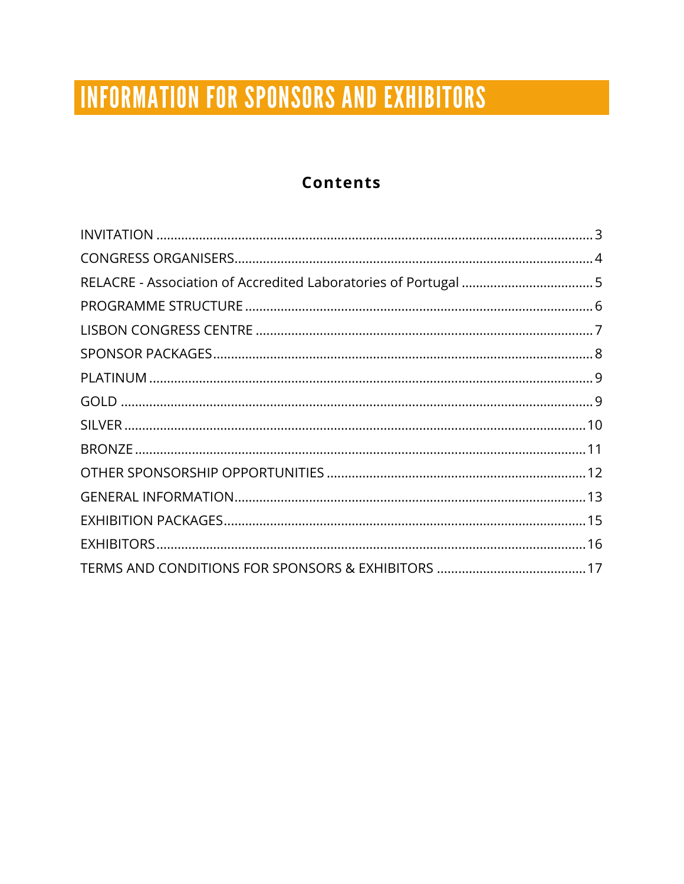# INFORMATION FOR SPONSORS AND EXHIBITORS

## Contents

INVITATION ........................................................................................................................ 3
CONGRESS ORGANISERS.................................................................................................. 4
RELACRE - Association of Accredited Laboratories of Portugal .................................... 5
PROGRAMME STRUCTURE ............................................................................................... 6
LISBON CONGRESS CENTRE ............................................................................................ 7
SPONSOR PACKAGES........................................................................................................ 8
PLATINUM .......................................................................................................................... 9
GOLD .................................................................................................................................. 9
SILVER ............................................................................................................................... 10
BRONZE ............................................................................................................................ 11
OTHER SPONSORSHIP OPPORTUNITIES ....................................................................... 12
GENERAL INFORMATION................................................................................................ 13
EXHIBITION PACKAGES................................................................................................... 15
EXHIBITORS...................................................................................................................... 16
TERMS AND CONDITIONS FOR SPONSORS & EXHIBITORS ......................................... 17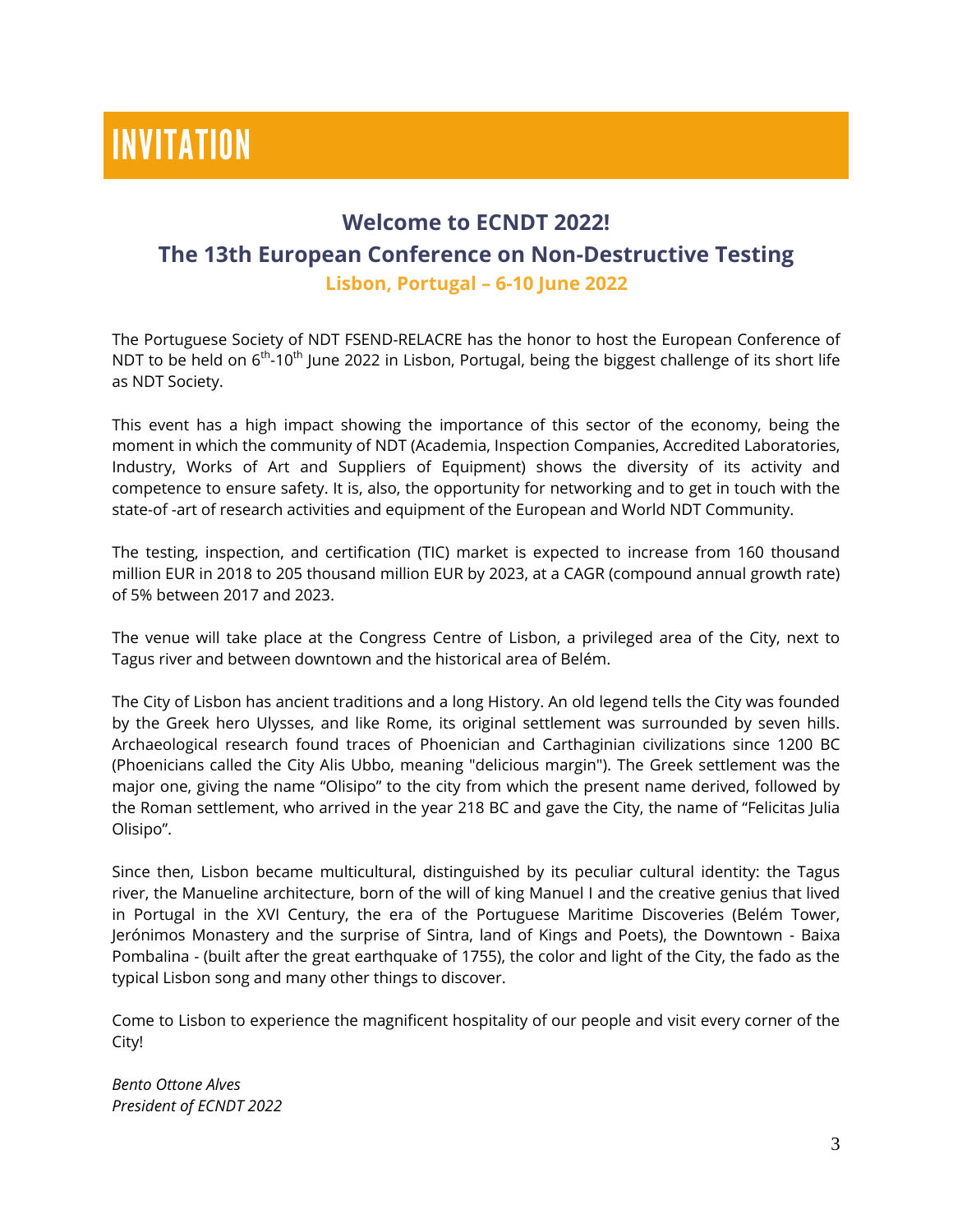# INVITATION

## Welcome to ECNDT 2022!

## The 13th European Conference on Non-Destructive Testing

### Lisbon, Portugal – 6-10 June 2022

The Portuguese Society of NDT FSEND-RELACRE has the honor to host the European Conference of NDT to be held on 6$^{th}$-10$^{th}$ June 2022 in Lisbon, Portugal, being the biggest challenge of its short life as NDT Society.

This event has a high impact showing the importance of this sector of the economy, being the moment in which the community of NDT (Academia, Inspection Companies, Accredited Laboratories, Industry, Works of Art and Suppliers of Equipment) shows the diversity of its activity and competence to ensure safety. It is, also, the opportunity for networking and to get in touch with the state-of -art of research activities and equipment of the European and World NDT Community.

The testing, inspection, and certification (TIC) market is expected to increase from 160 thousand million EUR in 2018 to 205 thousand million EUR by 2023, at a CAGR (compound annual growth rate) of 5% between 2017 and 2023.

The venue will take place at the Congress Centre of Lisbon, a privileged area of the City, next to Tagus river and between downtown and the historical area of Belém.

The City of Lisbon has ancient traditions and a long History. An old legend tells the City was founded by the Greek hero Ulysses, and like Rome, its original settlement was surrounded by seven hills. Archaeological research found traces of Phoenician and Carthaginian civilizations since 1200 BC (Phoenicians called the City Alis Ubbo, meaning "delicious margin"). The Greek settlement was the major one, giving the name "Olisipo" to the city from which the present name derived, followed by the Roman settlement, who arrived in the year 218 BC and gave the City, the name of "Felicitas Julia Olisipo".

Since then, Lisbon became multicultural, distinguished by its peculiar cultural identity: the Tagus river, the Manueline architecture, born of the will of king Manuel I and the creative genius that lived in Portugal in the XVI Century, the era of the Portuguese Maritime Discoveries (Belém Tower, Jerónimos Monastery and the surprise of Sintra, land of Kings and Poets), the Downtown - Baixa Pombalina - (built after the great earthquake of 1755), the color and light of the City, the fado as the typical Lisbon song and many other things to discover.

Come to Lisbon to experience the magnificent hospitality of our people and visit every corner of the City!

*Bento Ottone Alves*
*President of ECNDT 2022*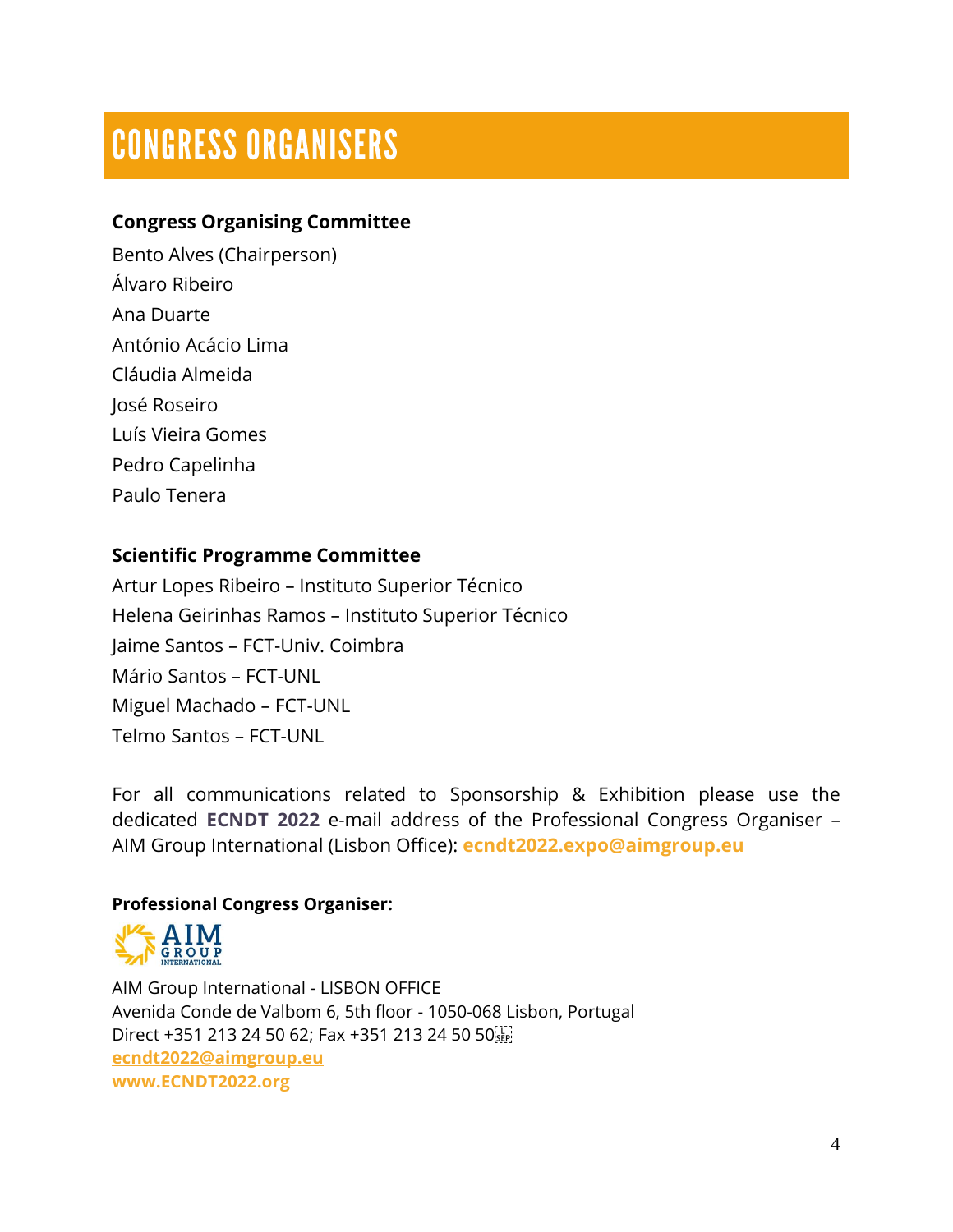# CONGRESS ORGANISERS

**Congress Organising Committee**

Bento Alves (Chairperson)
Álvaro Ribeiro
Ana Duarte
António Acácio Lima
Cláudia Almeida
José Roseiro
Luís Vieira Gomes
Pedro Capelinha
Paulo Tenera

**Scientific Programme Committee**

Artur Lopes Ribeiro – Instituto Superior Técnico
Helena Geirinhas Ramos – Instituto Superior Técnico
Jaime Santos – FCT-Univ. Coimbra
Mário Santos – FCT-UNL
Miguel Machado – FCT-UNL
Telmo Santos – FCT-UNL

For all communications related to Sponsorship & Exhibition please use the dedicated **ECNDT 2022** e-mail address of the Professional Congress Organiser – AIM Group International (Lisbon Office): **ecndt2022.expo@aimgroup.eu**

**Professional Congress Organiser:**

AIM GROUP INTERNATIONAL

AIM Group International - LISBON OFFICE
Avenida Conde de Valbom 6, 5th floor - 1050-068 Lisbon, Portugal
Direct +351 213 24 50 62; Fax +351 213 24 50 50
**ecndt2022@aimgroup.eu**
**www.ECNDT2022.org**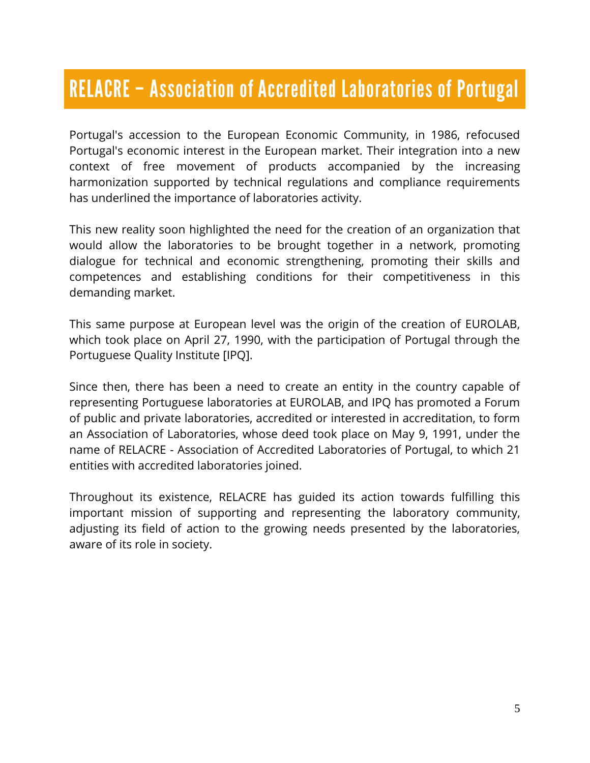# RELACRE – Association of Accredited Laboratories of Portugal

Portugal's accession to the European Economic Community, in 1986, refocused Portugal's economic interest in the European market. Their integration into a new context of free movement of products accompanied by the increasing harmonization supported by technical regulations and compliance requirements has underlined the importance of laboratories activity.

This new reality soon highlighted the need for the creation of an organization that would allow the laboratories to be brought together in a network, promoting dialogue for technical and economic strengthening, promoting their skills and competences and establishing conditions for their competitiveness in this demanding market.

This same purpose at European level was the origin of the creation of EUROLAB, which took place on April 27, 1990, with the participation of Portugal through the Portuguese Quality Institute [IPQ].

Since then, there has been a need to create an entity in the country capable of representing Portuguese laboratories at EUROLAB, and IPQ has promoted a Forum of public and private laboratories, accredited or interested in accreditation, to form an Association of Laboratories, whose deed took place on May 9, 1991, under the name of RELACRE - Association of Accredited Laboratories of Portugal, to which 21 entities with accredited laboratories joined.

Throughout its existence, RELACRE has guided its action towards fulfilling this important mission of supporting and representing the laboratory community, adjusting its field of action to the growing needs presented by the laboratories, aware of its role in society.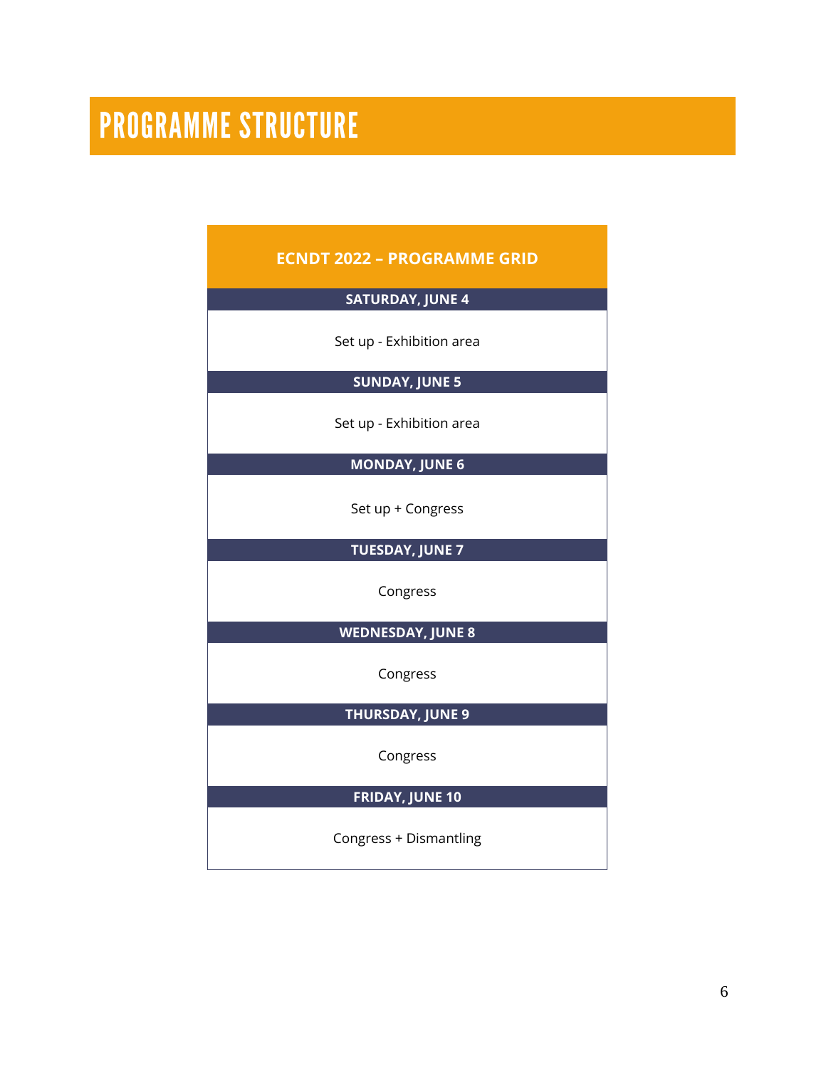# PROGRAMME STRUCTURE

| ECNDT 2022 – PROGRAMME GRID |
| --- |
| **SATURDAY, JUNE 4** |
| Set up - Exhibition area |
| **SUNDAY, JUNE 5** |
| Set up - Exhibition area |
| **MONDAY, JUNE 6** |
| Set up + Congress |
| **TUESDAY, JUNE 7** |
| Congress |
| **WEDNESDAY, JUNE 8** |
| Congress |
| **THURSDAY, JUNE 9** |
| Congress |
| **FRIDAY, JUNE 10** |
| Congress + Dismantling |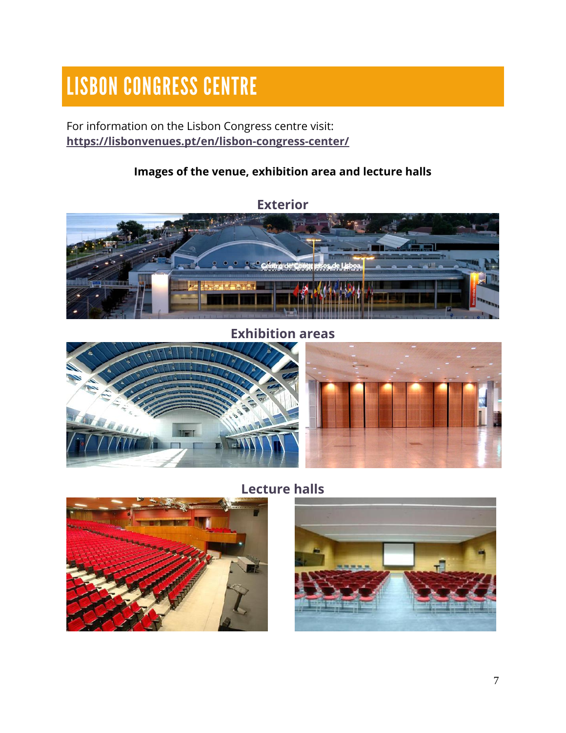# LISBON CONGRESS CENTRE

For information on the Lisbon Congress centre visit:
**https://lisbonvenues.pt/en/lisbon-congress-center/**

**Images of the venue, exhibition area and lecture halls**

**Exterior**

**Exhibition areas**

**Lecture halls**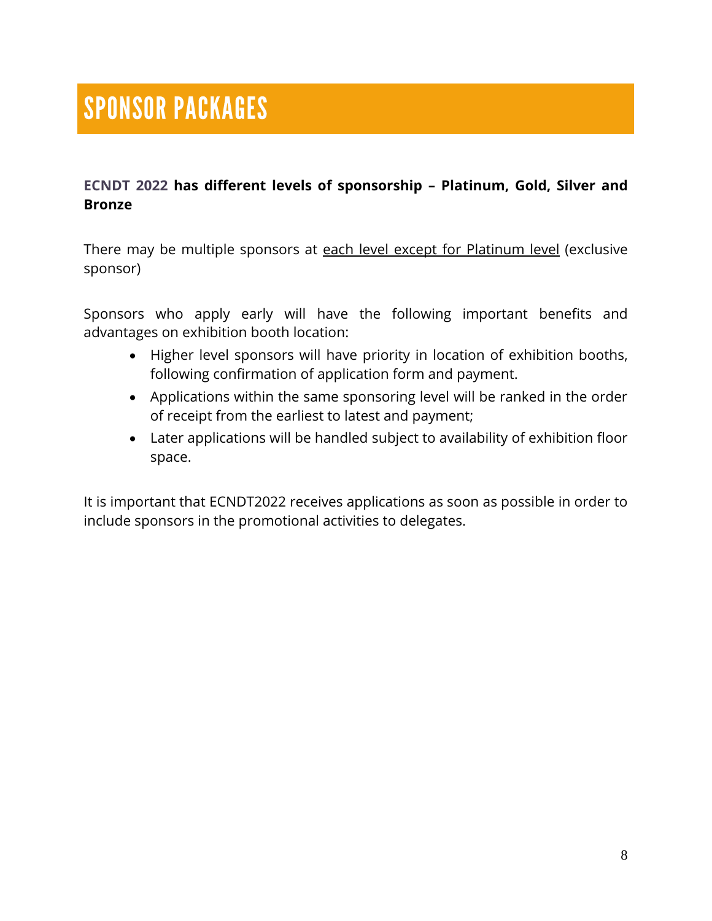# SPONSOR PACKAGES

**ECNDT 2022 has different levels of sponsorship – Platinum, Gold, Silver and Bronze**

There may be multiple sponsors at each level except for Platinum level (exclusive sponsor)

Sponsors who apply early will have the following important benefits and advantages on exhibition booth location:

- Higher level sponsors will have priority in location of exhibition booths, following confirmation of application form and payment.
- Applications within the same sponsoring level will be ranked in the order of receipt from the earliest to latest and payment;
- Later applications will be handled subject to availability of exhibition floor space.

It is important that ECNDT2022 receives applications as soon as possible in order to include sponsors in the promotional activities to delegates.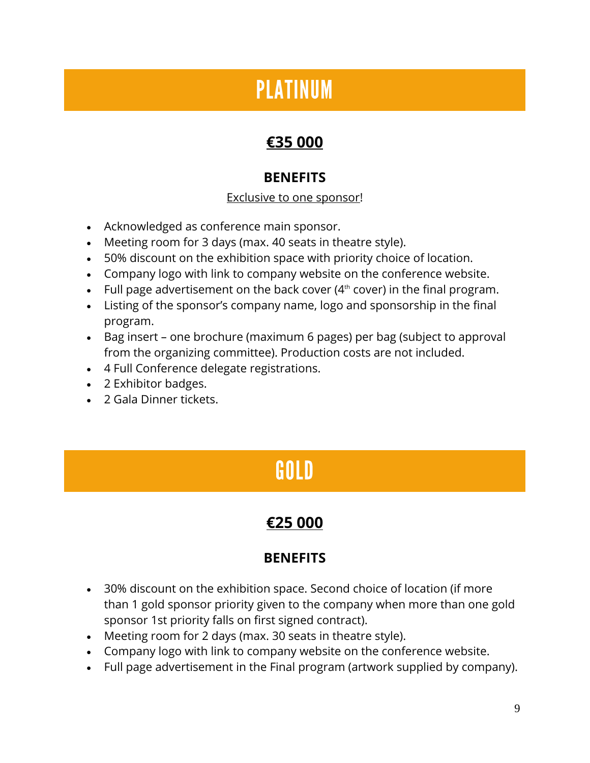# PLATINUM

## €35 000

### BENEFITS

Exclusive to one sponsor!

- Acknowledged as conference main sponsor.
- Meeting room for 3 days (max. 40 seats in theatre style).
- 50% discount on the exhibition space with priority choice of location.
- Company logo with link to company website on the conference website.
- Full page advertisement on the back cover ($4^{th}$ cover) in the final program.
- Listing of the sponsor's company name, logo and sponsorship in the final program.
- Bag insert – one brochure (maximum 6 pages) per bag (subject to approval from the organizing committee). Production costs are not included.
- 4 Full Conference delegate registrations.
- 2 Exhibitor badges.
- 2 Gala Dinner tickets.

# GOLD

## €25 000

### BENEFITS

- 30% discount on the exhibition space. Second choice of location (if more than 1 gold sponsor priority given to the company when more than one gold sponsor 1st priority falls on first signed contract).
- Meeting room for 2 days (max. 30 seats in theatre style).
- Company logo with link to company website on the conference website.
- Full page advertisement in the Final program (artwork supplied by company).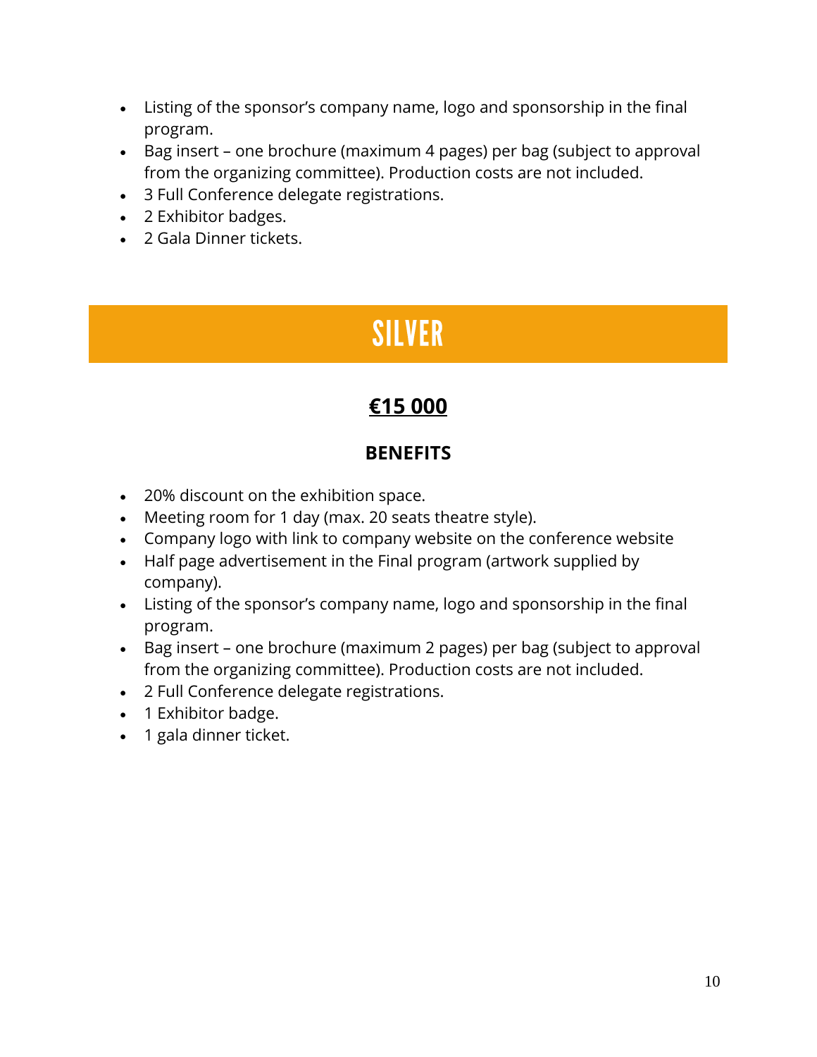- Listing of the sponsor's company name, logo and sponsorship in the final program.
- Bag insert – one brochure (maximum 4 pages) per bag (subject to approval from the organizing committee). Production costs are not included.
- 3 Full Conference delegate registrations.
- 2 Exhibitor badges.
- 2 Gala Dinner tickets.

# SILVER

## €15 000

### BENEFITS

- 20% discount on the exhibition space.
- Meeting room for 1 day (max. 20 seats theatre style).
- Company logo with link to company website on the conference website
- Half page advertisement in the Final program (artwork supplied by company).
- Listing of the sponsor's company name, logo and sponsorship in the final program.
- Bag insert – one brochure (maximum 2 pages) per bag (subject to approval from the organizing committee). Production costs are not included.
- 2 Full Conference delegate registrations.
- 1 Exhibitor badge.
- 1 gala dinner ticket.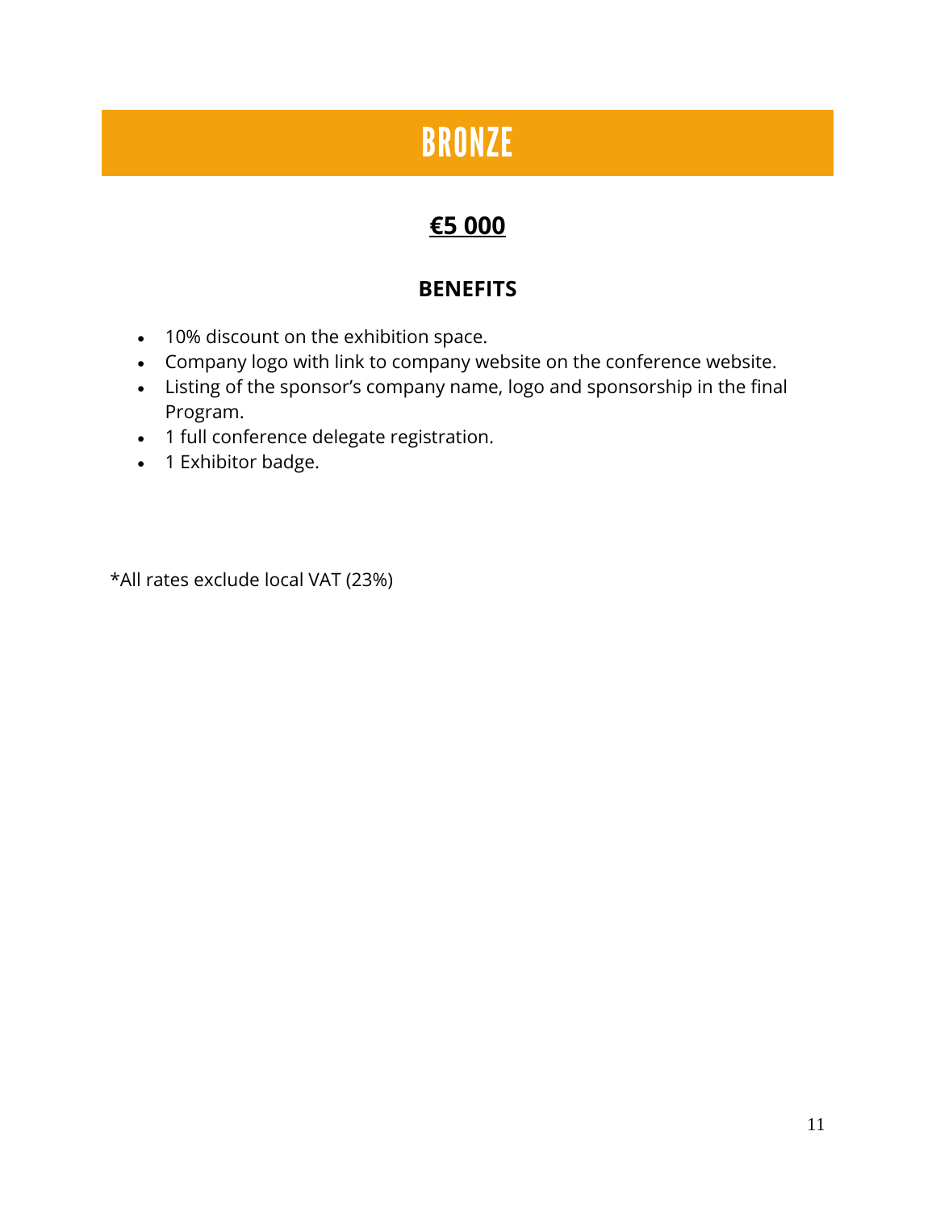# BRONZE

## **€5 000**

### BENEFITS

- 10% discount on the exhibition space.
- Company logo with link to company website on the conference website.
- Listing of the sponsor's company name, logo and sponsorship in the final Program.
- 1 full conference delegate registration.
- 1 Exhibitor badge.

*All rates exclude local VAT (23%)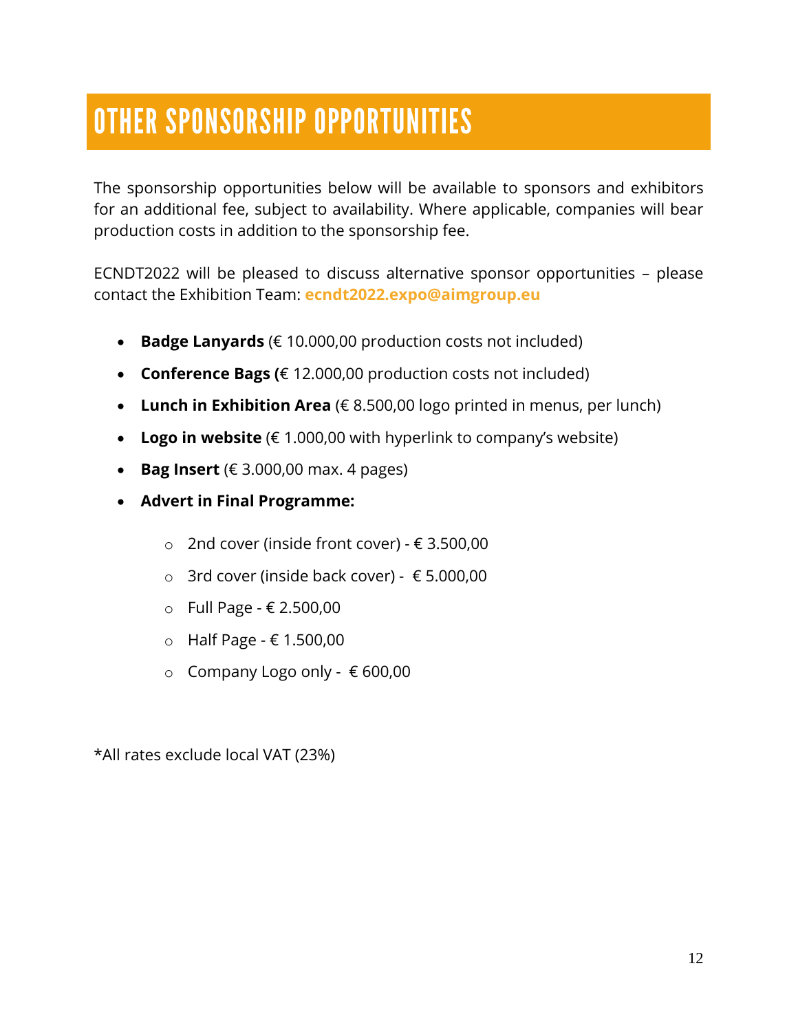# OTHER SPONSORSHIP OPPORTUNITIES

The sponsorship opportunities below will be available to sponsors and exhibitors for an additional fee, subject to availability. Where applicable, companies will bear production costs in addition to the sponsorship fee.

ECNDT2022 will be pleased to discuss alternative sponsor opportunities – please contact the Exhibition Team: **ecndt2022.expo@aimgroup.eu**

- **Badge Lanyards** (€ 10.000,00 production costs not included)
- **Conference Bags (**€ 12.000,00 production costs not included)
- **Lunch in Exhibition Area** (€ 8.500,00 logo printed in menus, per lunch)
- **Logo in website** (€ 1.000,00 with hyperlink to company's website)
- **Bag Insert** (€ 3.000,00 max. 4 pages)
- **Advert in Final Programme:**
  - 2nd cover (inside front cover) - € 3.500,00
  - 3rd cover (inside back cover) - € 5.000,00
  - Full Page - € 2.500,00
  - Half Page - € 1.500,00
  - Company Logo only - € 600,00

*All rates exclude local VAT (23%)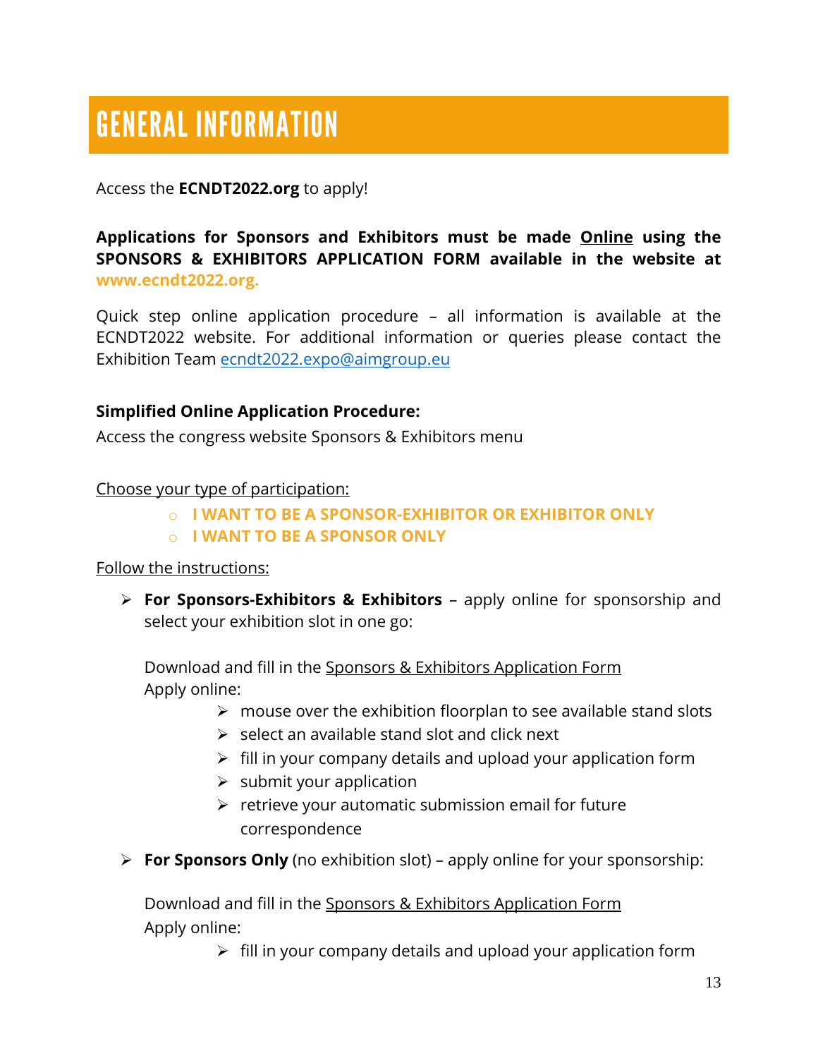# GENERAL INFORMATION

Access the **ECNDT2022.org** to apply!

**Applications for Sponsors and Exhibitors must be made <u>Online</u> using the SPONSORS & EXHIBITORS APPLICATION FORM available in the website at www.ecndt2022.org.**

Quick step online application procedure – all information is available at the ECNDT2022 website. For additional information or queries please contact the Exhibition Team ecndt2022.expo@aimgroup.eu

**Simplified Online Application Procedure:**

Access the congress website Sponsors & Exhibitors menu

<u>Choose your type of participation:</u>

- **I WANT TO BE A SPONSOR-EXHIBITOR OR EXHIBITOR ONLY**
- **I WANT TO BE A SPONSOR ONLY**

<u>Follow the instructions:</u>

- **For Sponsors-Exhibitors & Exhibitors** – apply online for sponsorship and select your exhibition slot in one go:

  Download and fill in the <u>Sponsors & Exhibitors Application Form</u>
  Apply online:
  - mouse over the exhibition floorplan to see available stand slots
  - select an available stand slot and click next
  - fill in your company details and upload your application form
  - submit your application
  - retrieve your automatic submission email for future correspondence

- **For Sponsors Only** (no exhibition slot) – apply online for your sponsorship:

  Download and fill in the <u>Sponsors & Exhibitors Application Form</u>
  Apply online:
  - fill in your company details and upload your application form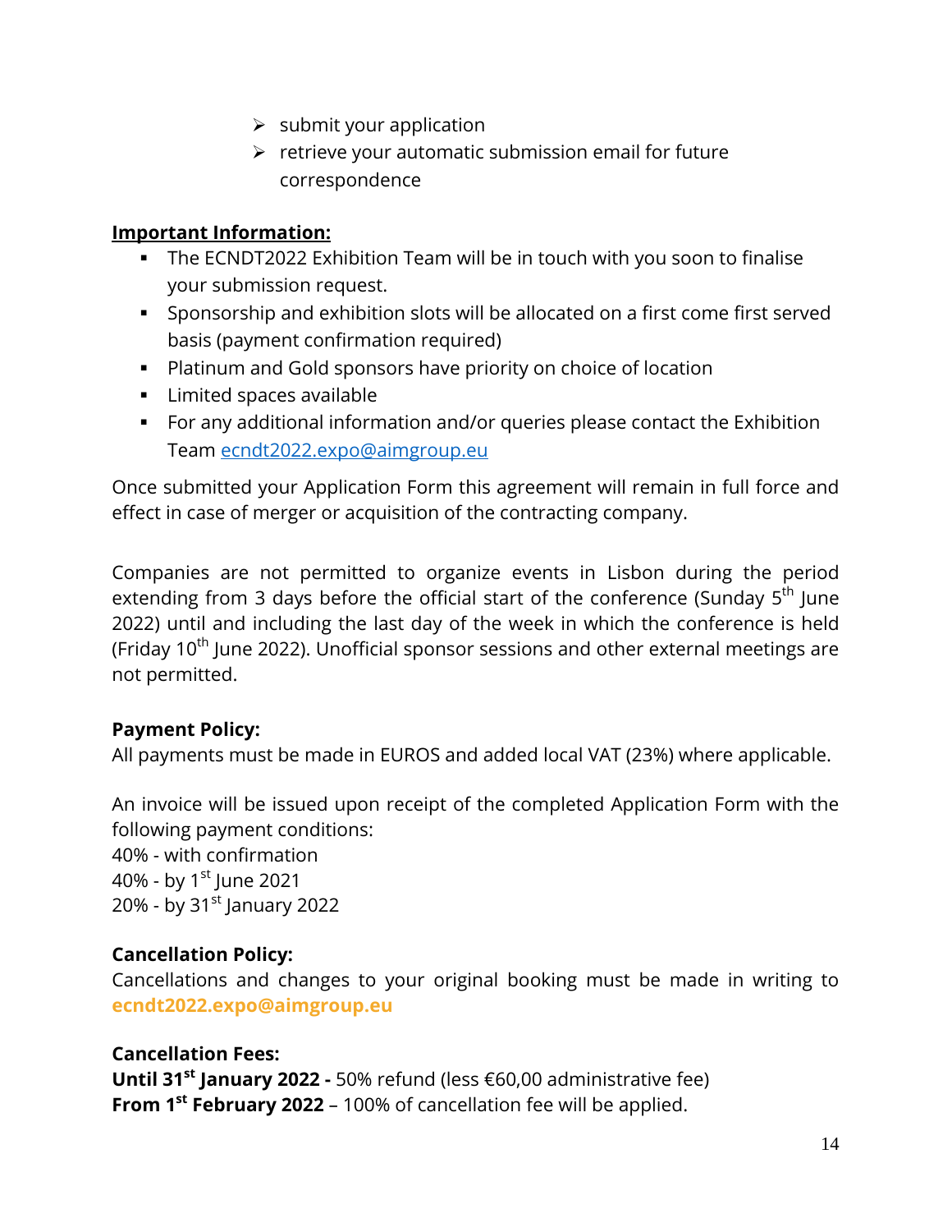- submit your application
- retrieve your automatic submission email for future correspondence

**Important Information:**

- The ECNDT2022 Exhibition Team will be in touch with you soon to finalise your submission request.
- Sponsorship and exhibition slots will be allocated on a first come first served basis (payment confirmation required)
- Platinum and Gold sponsors have priority on choice of location
- Limited spaces available
- For any additional information and/or queries please contact the Exhibition Team ecndt2022.expo@aimgroup.eu

Once submitted your Application Form this agreement will remain in full force and effect in case of merger or acquisition of the contracting company.

Companies are not permitted to organize events in Lisbon during the period extending from 3 days before the official start of the conference (Sunday 5th June 2022) until and including the last day of the week in which the conference is held (Friday 10th June 2022). Unofficial sponsor sessions and other external meetings are not permitted.

**Payment Policy:**
All payments must be made in EUROS and added local VAT (23%) where applicable.

An invoice will be issued upon receipt of the completed Application Form with the following payment conditions:
40% - with confirmation
40% - by 1st June 2021
20% - by 31st January 2022

**Cancellation Policy:**
Cancellations and changes to your original booking must be made in writing to **ecndt2022.expo@aimgroup.eu**

**Cancellation Fees:**
**Until 31st January 2022 -** 50% refund (less €60,00 administrative fee)
**From 1st February 2022** – 100% of cancellation fee will be applied.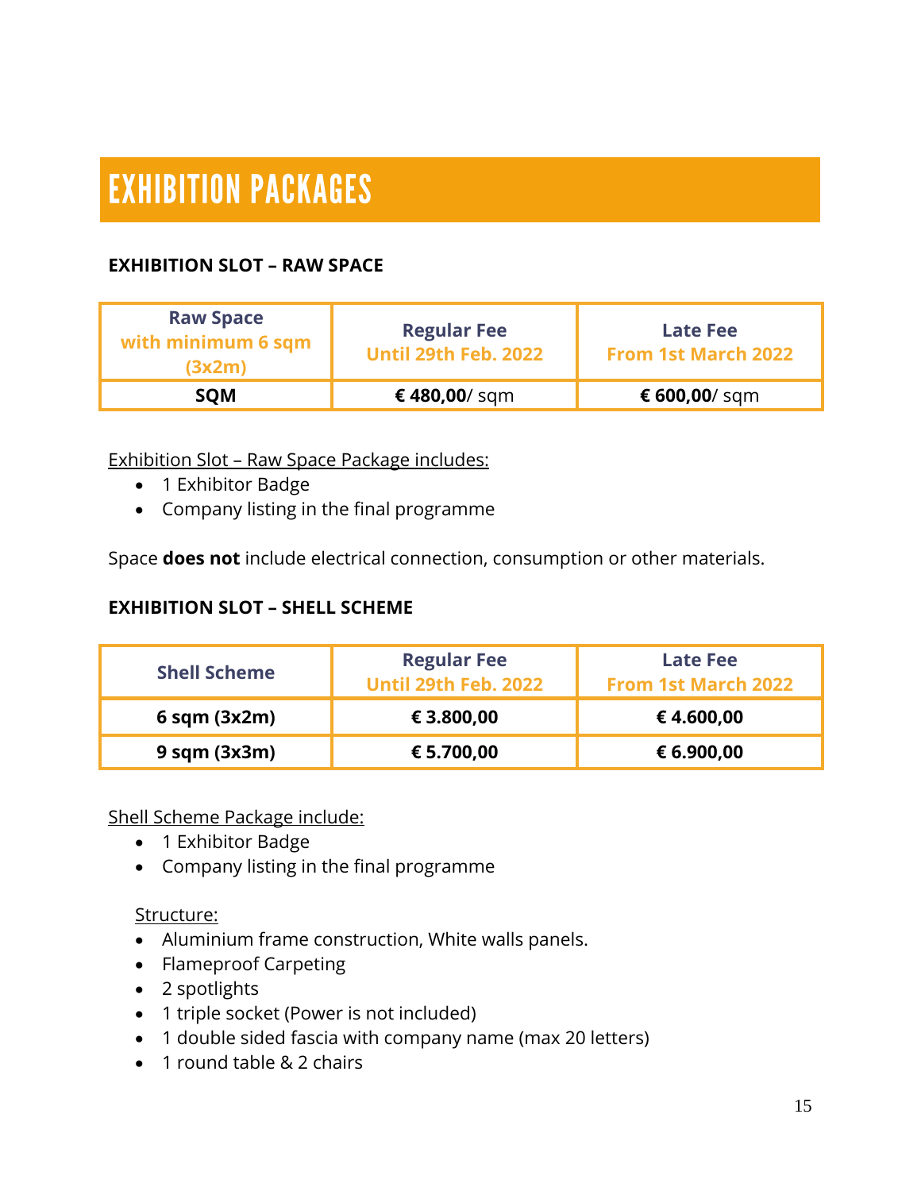# EXHIBITION PACKAGES

### EXHIBITION SLOT – RAW SPACE

| Raw Space with minimum 6 sqm (3x2m) | Regular Fee Until 29th Feb. 2022 | Late Fee From 1st March 2022 |
|---|---|---|
| **SQM** | **€ 480,00**/ sqm | **€ 600,00**/ sqm |

Exhibition Slot – Raw Space Package includes:

- 1 Exhibitor Badge
- Company listing in the final programme

Space **does not** include electrical connection, consumption or other materials.

### EXHIBITION SLOT – SHELL SCHEME

| Shell Scheme | Regular Fee Until 29th Feb. 2022 | Late Fee From 1st March 2022 |
|---|---|---|
| **6 sqm (3x2m)** | **€ 3.800,00** | **€ 4.600,00** |
| **9 sqm (3x3m)** | **€ 5.700,00** | **€ 6.900,00** |

Shell Scheme Package include:

- 1 Exhibitor Badge
- Company listing in the final programme

Structure:

- Aluminium frame construction, White walls panels.
- Flameproof Carpeting
- 2 spotlights
- 1 triple socket (Power is not included)
- 1 double sided fascia with company name (max 20 letters)
- 1 round table & 2 chairs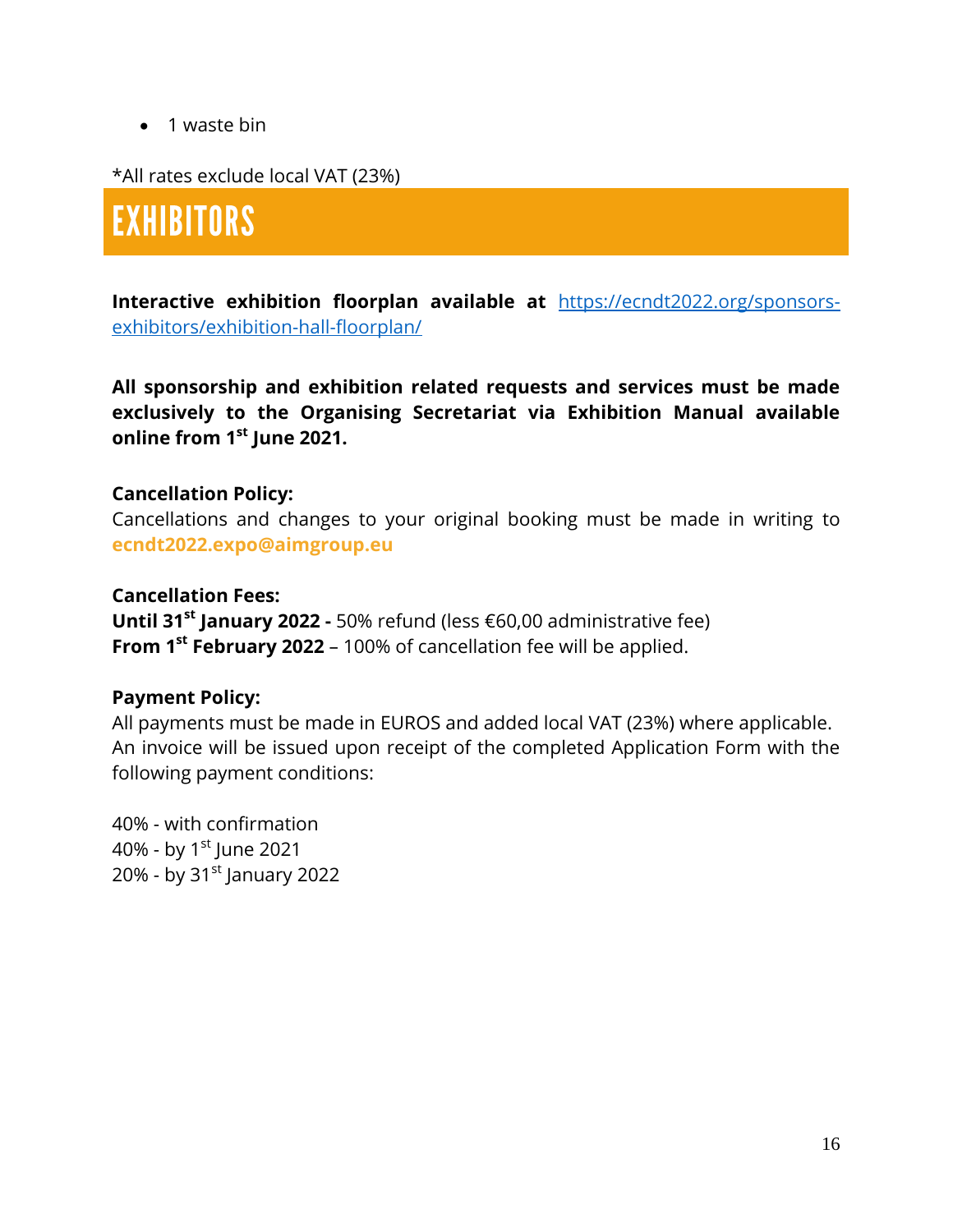- 1 waste bin

*All rates exclude local VAT (23%)

# EXHIBITORS

**Interactive exhibition floorplan available at** [https://ecndt2022.org/sponsors-exhibitors/exhibition-hall-floorplan/](https://ecndt2022.org/sponsors-exhibitors/exhibition-hall-floorplan/)

**All sponsorship and exhibition related requests and services must be made exclusively to the Organising Secretariat via Exhibition Manual available online from 1st June 2021.**

**Cancellation Policy:**
Cancellations and changes to your original booking must be made in writing to **ecndt2022.expo@aimgroup.eu**

**Cancellation Fees:**
**Until 31st January 2022 -** 50% refund (less €60,00 administrative fee)
**From 1st February 2022** – 100% of cancellation fee will be applied.

**Payment Policy:**
All payments must be made in EUROS and added local VAT (23%) where applicable. An invoice will be issued upon receipt of the completed Application Form with the following payment conditions:

40% - with confirmation
40% - by 1st June 2021
20% - by 31st January 2022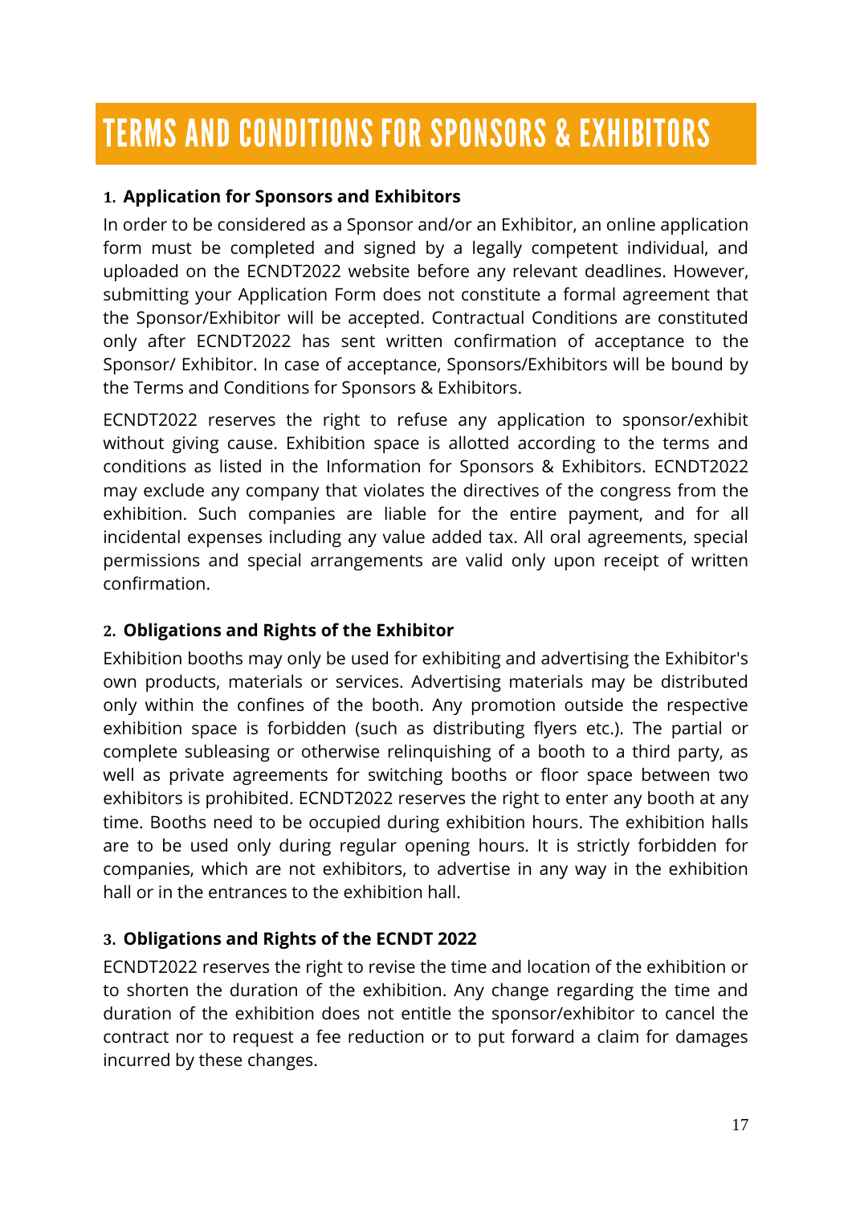# TERMS AND CONDITIONS FOR SPONSORS & EXHIBITORS

## 1. Application for Sponsors and Exhibitors

In order to be considered as a Sponsor and/or an Exhibitor, an online application form must be completed and signed by a legally competent individual, and uploaded on the ECNDT2022 website before any relevant deadlines. However, submitting your Application Form does not constitute a formal agreement that the Sponsor/Exhibitor will be accepted. Contractual Conditions are constituted only after ECNDT2022 has sent written confirmation of acceptance to the Sponsor/ Exhibitor. In case of acceptance, Sponsors/Exhibitors will be bound by the Terms and Conditions for Sponsors & Exhibitors.

ECNDT2022 reserves the right to refuse any application to sponsor/exhibit without giving cause. Exhibition space is allotted according to the terms and conditions as listed in the Information for Sponsors & Exhibitors. ECNDT2022 may exclude any company that violates the directives of the congress from the exhibition. Such companies are liable for the entire payment, and for all incidental expenses including any value added tax. All oral agreements, special permissions and special arrangements are valid only upon receipt of written confirmation.

## 2. Obligations and Rights of the Exhibitor

Exhibition booths may only be used for exhibiting and advertising the Exhibitor's own products, materials or services. Advertising materials may be distributed only within the confines of the booth. Any promotion outside the respective exhibition space is forbidden (such as distributing flyers etc.). The partial or complete subleasing or otherwise relinquishing of a booth to a third party, as well as private agreements for switching booths or floor space between two exhibitors is prohibited. ECNDT2022 reserves the right to enter any booth at any time. Booths need to be occupied during exhibition hours. The exhibition halls are to be used only during regular opening hours. It is strictly forbidden for companies, which are not exhibitors, to advertise in any way in the exhibition hall or in the entrances to the exhibition hall.

## 3. Obligations and Rights of the ECNDT 2022

ECNDT2022 reserves the right to revise the time and location of the exhibition or to shorten the duration of the exhibition. Any change regarding the time and duration of the exhibition does not entitle the sponsor/exhibitor to cancel the contract nor to request a fee reduction or to put forward a claim for damages incurred by these changes.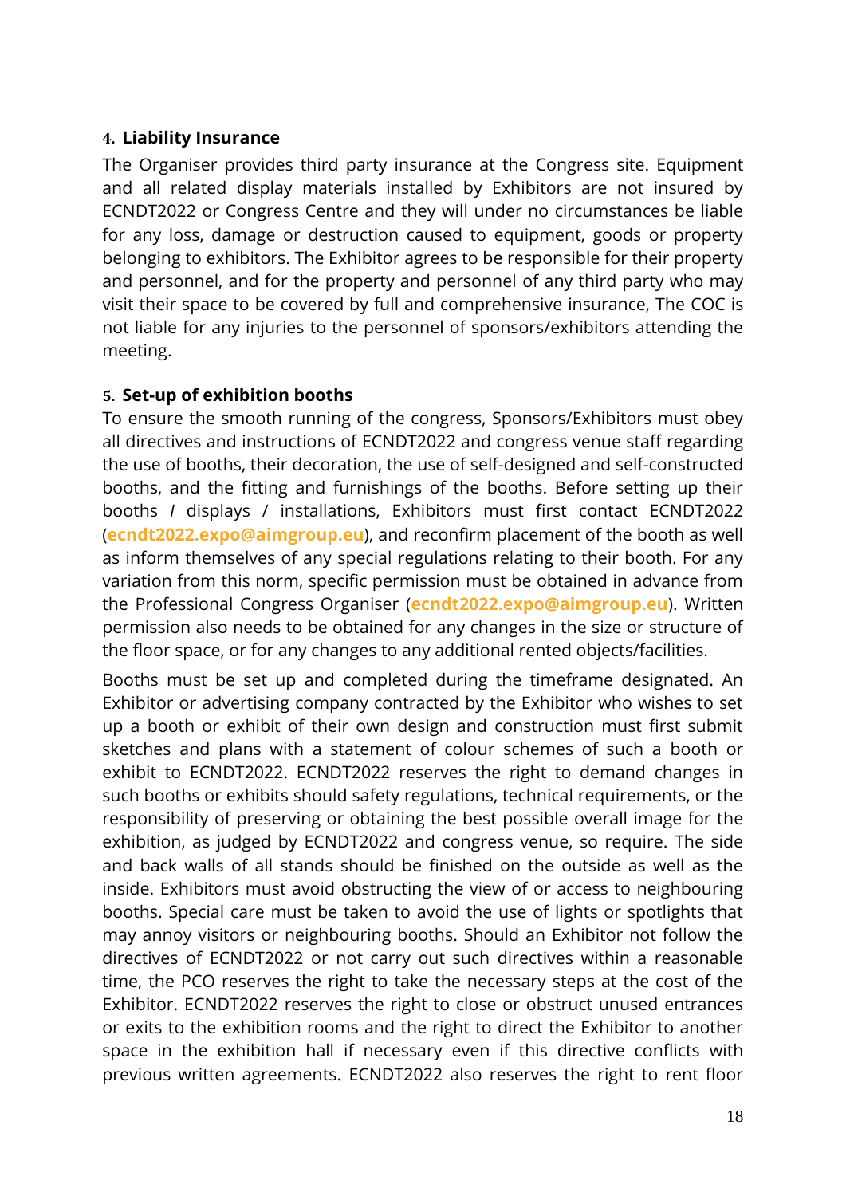### 4. Liability Insurance

The Organiser provides third party insurance at the Congress site. Equipment and all related display materials installed by Exhibitors are not insured by ECNDT2022 or Congress Centre and they will under no circumstances be liable for any loss, damage or destruction caused to equipment, goods or property belonging to exhibitors. The Exhibitor agrees to be responsible for their property and personnel, and for the property and personnel of any third party who may visit their space to be covered by full and comprehensive insurance, The COC is not liable for any injuries to the personnel of sponsors/exhibitors attending the meeting.

### 5. Set-up of exhibition booths

To ensure the smooth running of the congress, Sponsors/Exhibitors must obey all directives and instructions of ECNDT2022 and congress venue staff regarding the use of booths, their decoration, the use of self-designed and self-constructed booths, and the fitting and furnishings of the booths. Before setting up their booths / displays / installations, Exhibitors must first contact ECNDT2022 (**ecndt2022.expo@aimgroup.eu**), and reconfirm placement of the booth as well as inform themselves of any special regulations relating to their booth. For any variation from this norm, specific permission must be obtained in advance from the Professional Congress Organiser (**ecndt2022.expo@aimgroup.eu**). Written permission also needs to be obtained for any changes in the size or structure of the floor space, or for any changes to any additional rented objects/facilities.

Booths must be set up and completed during the timeframe designated. An Exhibitor or advertising company contracted by the Exhibitor who wishes to set up a booth or exhibit of their own design and construction must first submit sketches and plans with a statement of colour schemes of such a booth or exhibit to ECNDT2022. ECNDT2022 reserves the right to demand changes in such booths or exhibits should safety regulations, technical requirements, or the responsibility of preserving or obtaining the best possible overall image for the exhibition, as judged by ECNDT2022 and congress venue, so require. The side and back walls of all stands should be finished on the outside as well as the inside. Exhibitors must avoid obstructing the view of or access to neighbouring booths. Special care must be taken to avoid the use of lights or spotlights that may annoy visitors or neighbouring booths. Should an Exhibitor not follow the directives of ECNDT2022 or not carry out such directives within a reasonable time, the PCO reserves the right to take the necessary steps at the cost of the Exhibitor. ECNDT2022 reserves the right to close or obstruct unused entrances or exits to the exhibition rooms and the right to direct the Exhibitor to another space in the exhibition hall if necessary even if this directive conflicts with previous written agreements. ECNDT2022 also reserves the right to rent floor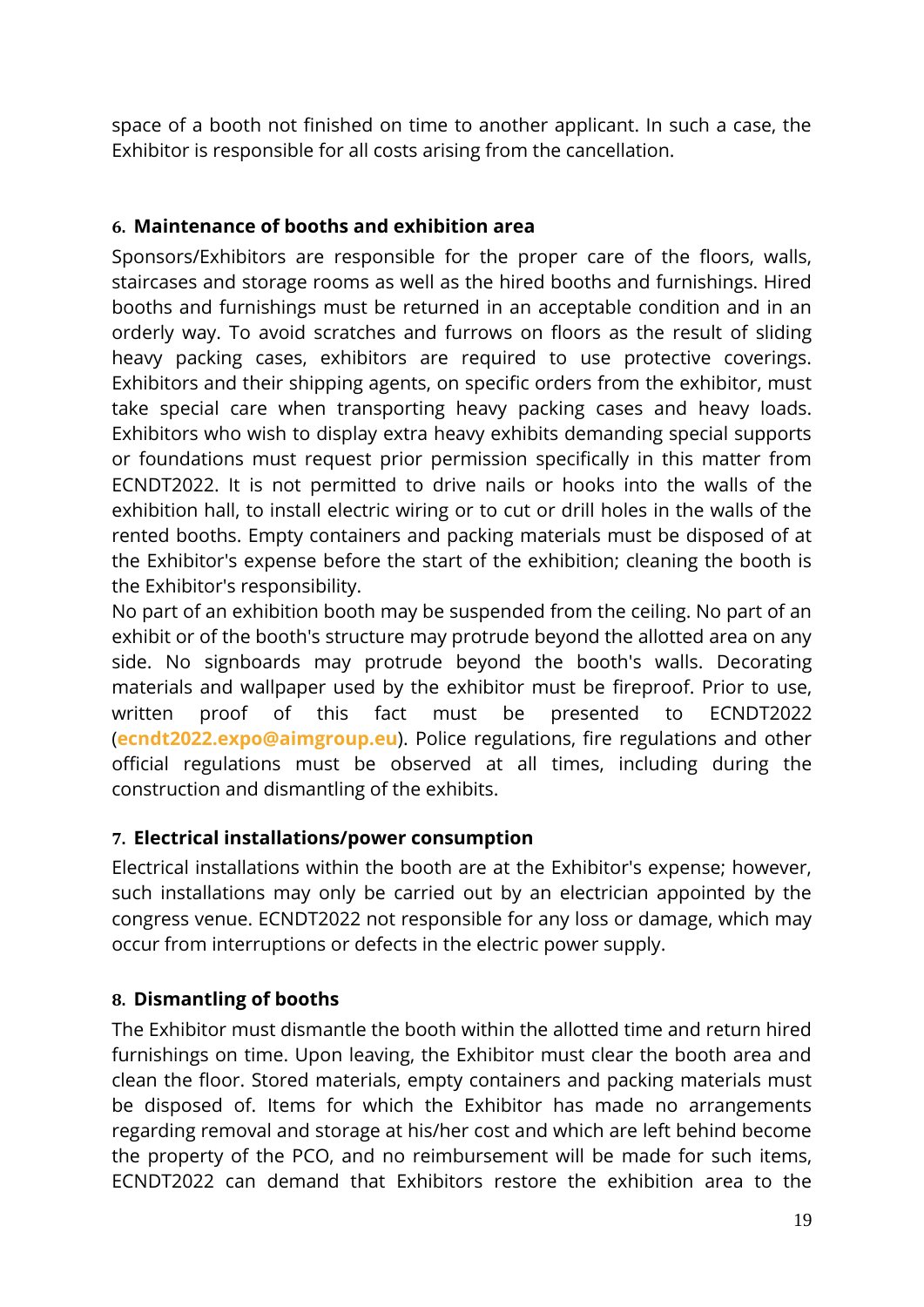space of a booth not finished on time to another applicant. In such a case, the Exhibitor is responsible for all costs arising from the cancellation.

#### 6. Maintenance of booths and exhibition area

Sponsors/Exhibitors are responsible for the proper care of the floors, walls, staircases and storage rooms as well as the hired booths and furnishings. Hired booths and furnishings must be returned in an acceptable condition and in an orderly way. To avoid scratches and furrows on floors as the result of sliding heavy packing cases, exhibitors are required to use protective coverings. Exhibitors and their shipping agents, on specific orders from the exhibitor, must take special care when transporting heavy packing cases and heavy loads. Exhibitors who wish to display extra heavy exhibits demanding special supports or foundations must request prior permission specifically in this matter from ECNDT2022. It is not permitted to drive nails or hooks into the walls of the exhibition hall, to install electric wiring or to cut or drill holes in the walls of the rented booths. Empty containers and packing materials must be disposed of at the Exhibitor's expense before the start of the exhibition; cleaning the booth is the Exhibitor's responsibility.

No part of an exhibition booth may be suspended from the ceiling. No part of an exhibit or of the booth's structure may protrude beyond the allotted area on any side. No signboards may protrude beyond the booth's walls. Decorating materials and wallpaper used by the exhibitor must be fireproof. Prior to use, written proof of this fact must be presented to ECNDT2022 (**ecndt2022.expo@aimgroup.eu**). Police regulations, fire regulations and other official regulations must be observed at all times, including during the construction and dismantling of the exhibits.

#### 7. Electrical installations/power consumption

Electrical installations within the booth are at the Exhibitor's expense; however, such installations may only be carried out by an electrician appointed by the congress venue. ECNDT2022 not responsible for any loss or damage, which may occur from interruptions or defects in the electric power supply.

#### 8. Dismantling of booths

The Exhibitor must dismantle the booth within the allotted time and return hired furnishings on time. Upon leaving, the Exhibitor must clear the booth area and clean the floor. Stored materials, empty containers and packing materials must be disposed of. Items for which the Exhibitor has made no arrangements regarding removal and storage at his/her cost and which are left behind become the property of the PCO, and no reimbursement will be made for such items, ECNDT2022 can demand that Exhibitors restore the exhibition area to the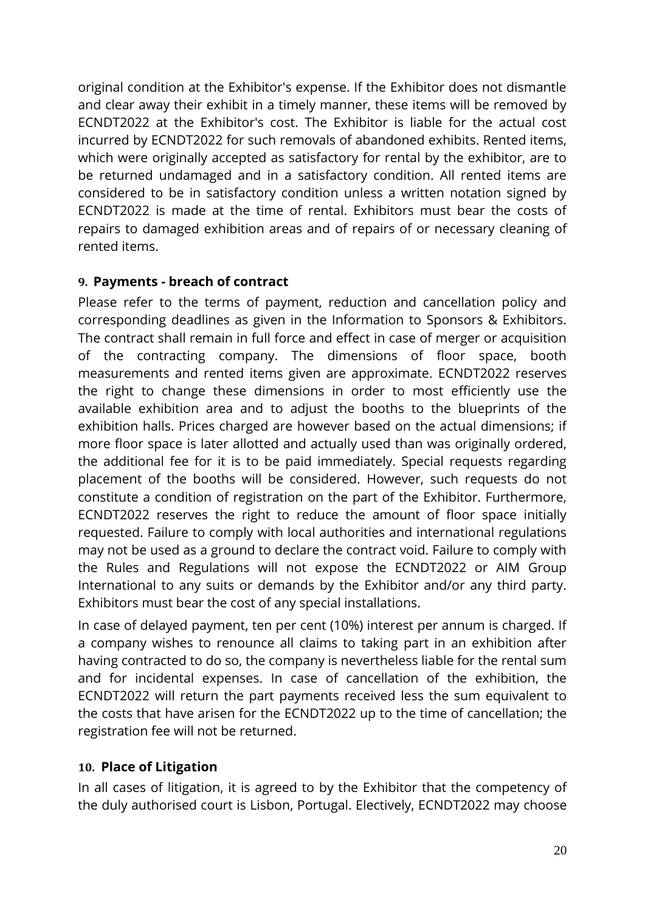original condition at the Exhibitor's expense. If the Exhibitor does not dismantle and clear away their exhibit in a timely manner, these items will be removed by ECNDT2022 at the Exhibitor's cost. The Exhibitor is liable for the actual cost incurred by ECNDT2022 for such removals of abandoned exhibits. Rented items, which were originally accepted as satisfactory for rental by the exhibitor, are to be returned undamaged and in a satisfactory condition. All rented items are considered to be in satisfactory condition unless a written notation signed by ECNDT2022 is made at the time of rental. Exhibitors must bear the costs of repairs to damaged exhibition areas and of repairs of or necessary cleaning of rented items.

### 9. Payments - breach of contract

Please refer to the terms of payment, reduction and cancellation policy and corresponding deadlines as given in the Information to Sponsors & Exhibitors. The contract shall remain in full force and effect in case of merger or acquisition of the contracting company. The dimensions of floor space, booth measurements and rented items given are approximate. ECNDT2022 reserves the right to change these dimensions in order to most efficiently use the available exhibition area and to adjust the booths to the blueprints of the exhibition halls. Prices charged are however based on the actual dimensions; if more floor space is later allotted and actually used than was originally ordered, the additional fee for it is to be paid immediately. Special requests regarding placement of the booths will be considered. However, such requests do not constitute a condition of registration on the part of the Exhibitor. Furthermore, ECNDT2022 reserves the right to reduce the amount of floor space initially requested. Failure to comply with local authorities and international regulations may not be used as a ground to declare the contract void. Failure to comply with the Rules and Regulations will not expose the ECNDT2022 or AIM Group International to any suits or demands by the Exhibitor and/or any third party. Exhibitors must bear the cost of any special installations.

In case of delayed payment, ten per cent (10%) interest per annum is charged. If a company wishes to renounce all claims to taking part in an exhibition after having contracted to do so, the company is nevertheless liable for the rental sum and for incidental expenses. In case of cancellation of the exhibition, the ECNDT2022 will return the part payments received less the sum equivalent to the costs that have arisen for the ECNDT2022 up to the time of cancellation; the registration fee will not be returned.

### 10. Place of Litigation

In all cases of litigation, it is agreed to by the Exhibitor that the competency of the duly authorised court is Lisbon, Portugal. Electively, ECNDT2022 may choose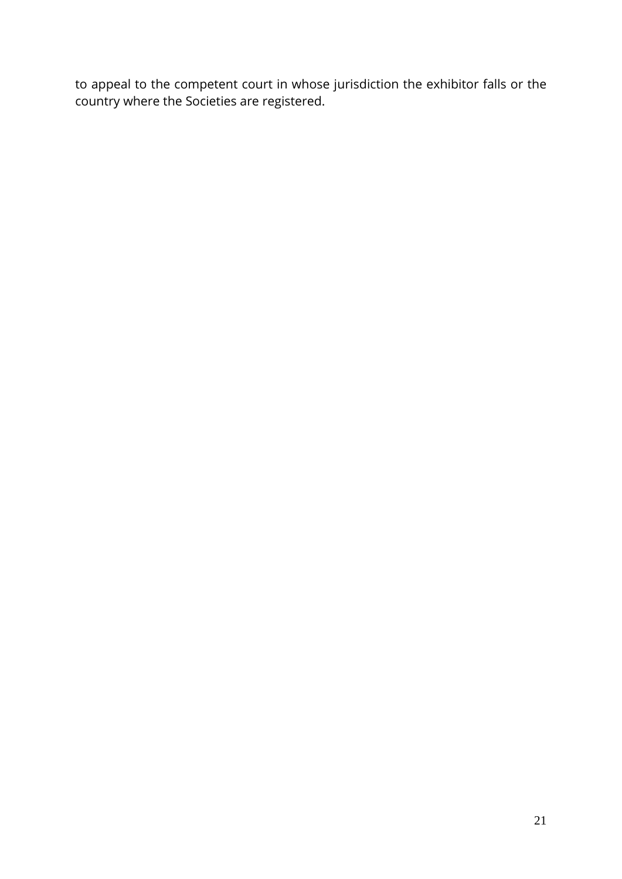to appeal to the competent court in whose jurisdiction the exhibitor falls or the country where the Societies are registered.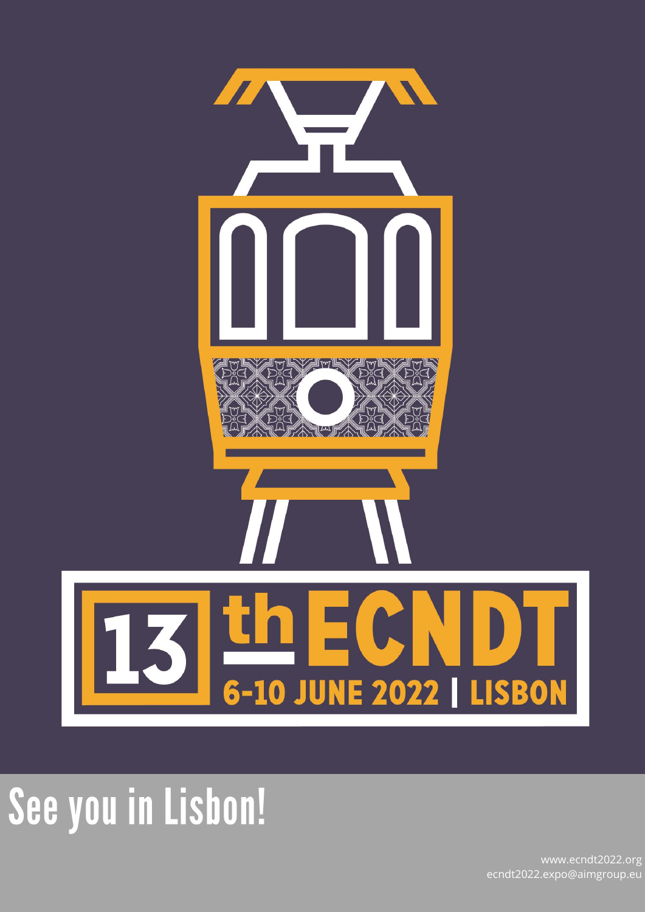13th ECNDT

6-10 JUNE 2022 | LISBON

# See you in Lisbon!

www.ecndt2022.org
ecndt2022.expo@aimgroup.eu